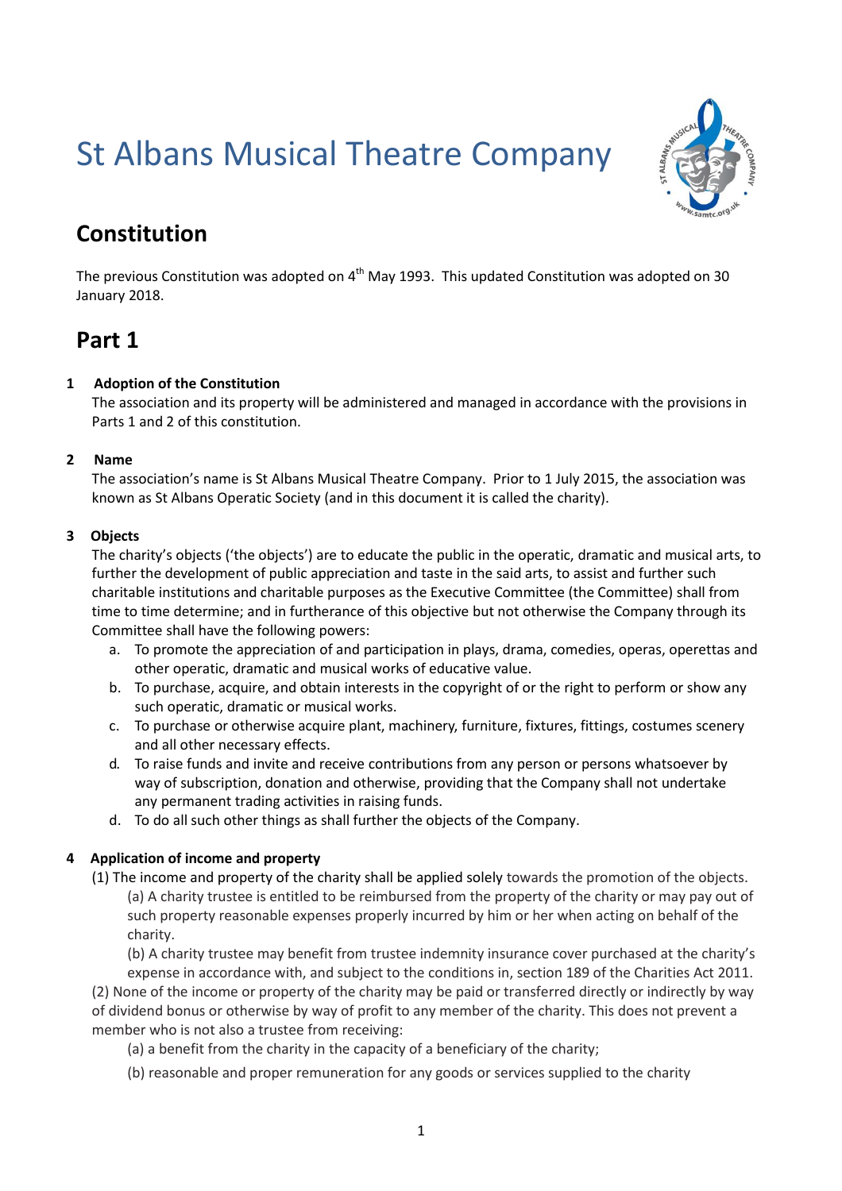# St Albans Musical Theatre Company

## Constitution

The previous Constitution was adopted on 4th May 1993. This updated Constitution was adopted on 30 January 2018.

## Part 1

**1 Adoption of the Constitution**

The association and its property will be administered and managed in accordance with the provisions in Parts 1 and 2 of this constitution.

**2 Name**

The association's name is St Albans Musical Theatre Company. Prior to 1 July 2015, the association was known as St Albans Operatic Society (and in this document it is called the charity).

**3 Objects**

The charity's objects ('the objects') are to educate the public in the operatic, dramatic and musical arts, to further the development of public appreciation and taste in the said arts, to assist and further such charitable institutions and charitable purposes as the Executive Committee (the Committee) shall from time to time determine; and in furtherance of this objective but not otherwise the Company through its Committee shall have the following powers:

a. To promote the appreciation of and participation in plays, drama, comedies, operas, operettas and other operatic, dramatic and musical works of educative value.
b. To purchase, acquire, and obtain interests in the copyright of or the right to perform or show any such operatic, dramatic or musical works.
c. To purchase or otherwise acquire plant, machinery, furniture, fixtures, fittings, costumes scenery and all other necessary effects.
d. To raise funds and invite and receive contributions from any person or persons whatsoever by way of subscription, donation and otherwise, providing that the Company shall not undertake any permanent trading activities in raising funds.
d. To do all such other things as shall further the objects of the Company.

**4 Application of income and property**

(1) The income and property of the charity shall be applied solely towards the promotion of the objects.

(a) A charity trustee is entitled to be reimbursed from the property of the charity or may pay out of such property reasonable expenses properly incurred by him or her when acting on behalf of the charity.

(b) A charity trustee may benefit from trustee indemnity insurance cover purchased at the charity's expense in accordance with, and subject to the conditions in, section 189 of the Charities Act 2011.

(2) None of the income or property of the charity may be paid or transferred directly or indirectly by way of dividend bonus or otherwise by way of profit to any member of the charity. This does not prevent a member who is not also a trustee from receiving:

(a) a benefit from the charity in the capacity of a beneficiary of the charity;

(b) reasonable and proper remuneration for any goods or services supplied to the charity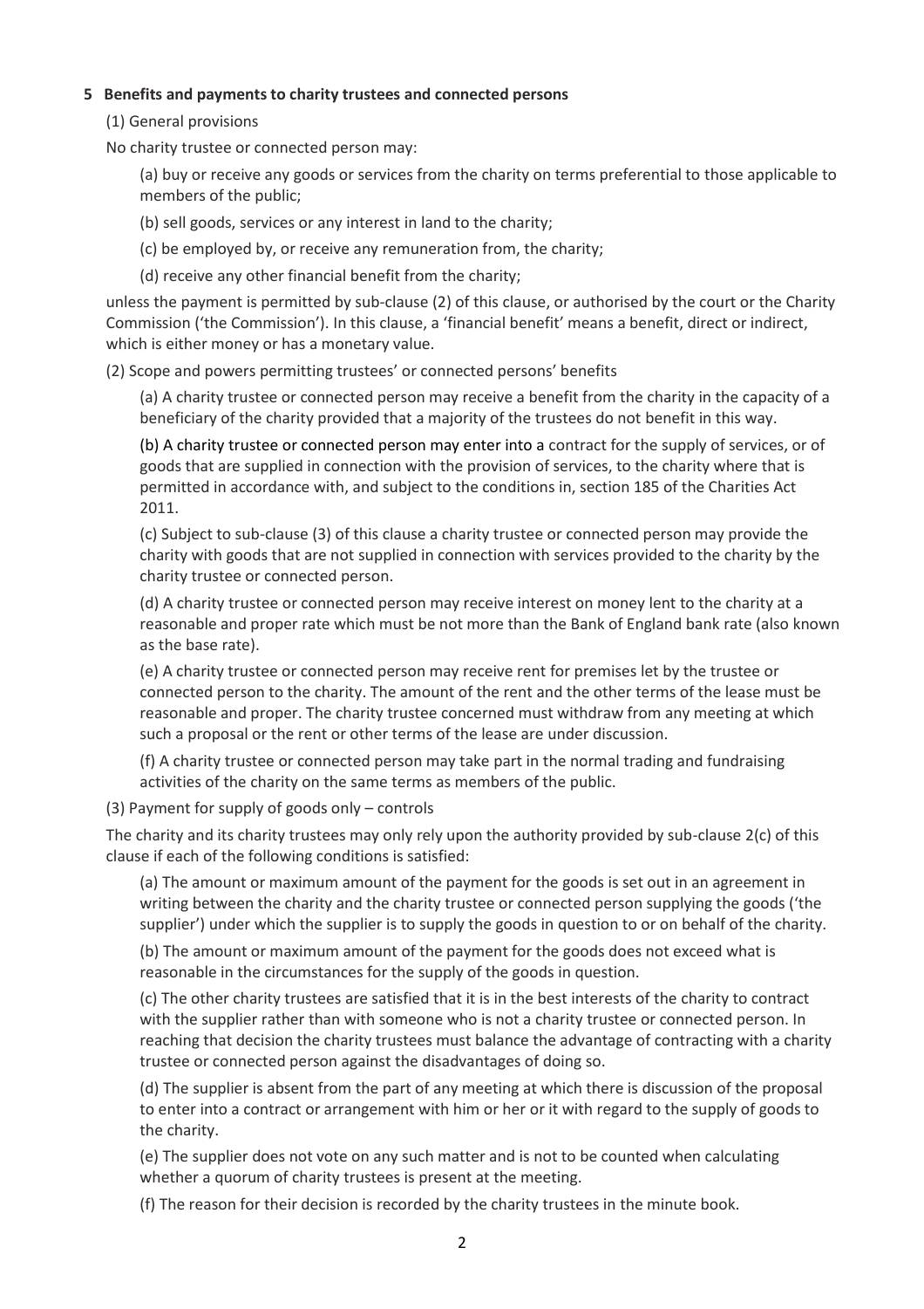## 5 Benefits and payments to charity trustees and connected persons

(1) General provisions

No charity trustee or connected person may:

(a) buy or receive any goods or services from the charity on terms preferential to those applicable to members of the public;

(b) sell goods, services or any interest in land to the charity;

(c) be employed by, or receive any remuneration from, the charity;

(d) receive any other financial benefit from the charity;

unless the payment is permitted by sub-clause (2) of this clause, or authorised by the court or the Charity Commission ('the Commission'). In this clause, a 'financial benefit' means a benefit, direct or indirect, which is either money or has a monetary value.

(2) Scope and powers permitting trustees' or connected persons' benefits

(a) A charity trustee or connected person may receive a benefit from the charity in the capacity of a beneficiary of the charity provided that a majority of the trustees do not benefit in this way.

(b) A charity trustee or connected person may enter into a contract for the supply of services, or of goods that are supplied in connection with the provision of services, to the charity where that is permitted in accordance with, and subject to the conditions in, section 185 of the Charities Act 2011.

(c) Subject to sub-clause (3) of this clause a charity trustee or connected person may provide the charity with goods that are not supplied in connection with services provided to the charity by the charity trustee or connected person.

(d) A charity trustee or connected person may receive interest on money lent to the charity at a reasonable and proper rate which must be not more than the Bank of England bank rate (also known as the base rate).

(e) A charity trustee or connected person may receive rent for premises let by the trustee or connected person to the charity. The amount of the rent and the other terms of the lease must be reasonable and proper. The charity trustee concerned must withdraw from any meeting at which such a proposal or the rent or other terms of the lease are under discussion.

(f) A charity trustee or connected person may take part in the normal trading and fundraising activities of the charity on the same terms as members of the public.

(3) Payment for supply of goods only – controls

The charity and its charity trustees may only rely upon the authority provided by sub-clause 2(c) of this clause if each of the following conditions is satisfied:

(a) The amount or maximum amount of the payment for the goods is set out in an agreement in writing between the charity and the charity trustee or connected person supplying the goods ('the supplier') under which the supplier is to supply the goods in question to or on behalf of the charity.

(b) The amount or maximum amount of the payment for the goods does not exceed what is reasonable in the circumstances for the supply of the goods in question.

(c) The other charity trustees are satisfied that it is in the best interests of the charity to contract with the supplier rather than with someone who is not a charity trustee or connected person. In reaching that decision the charity trustees must balance the advantage of contracting with a charity trustee or connected person against the disadvantages of doing so.

(d) The supplier is absent from the part of any meeting at which there is discussion of the proposal to enter into a contract or arrangement with him or her or it with regard to the supply of goods to the charity.

(e) The supplier does not vote on any such matter and is not to be counted when calculating whether a quorum of charity trustees is present at the meeting.

(f) The reason for their decision is recorded by the charity trustees in the minute book.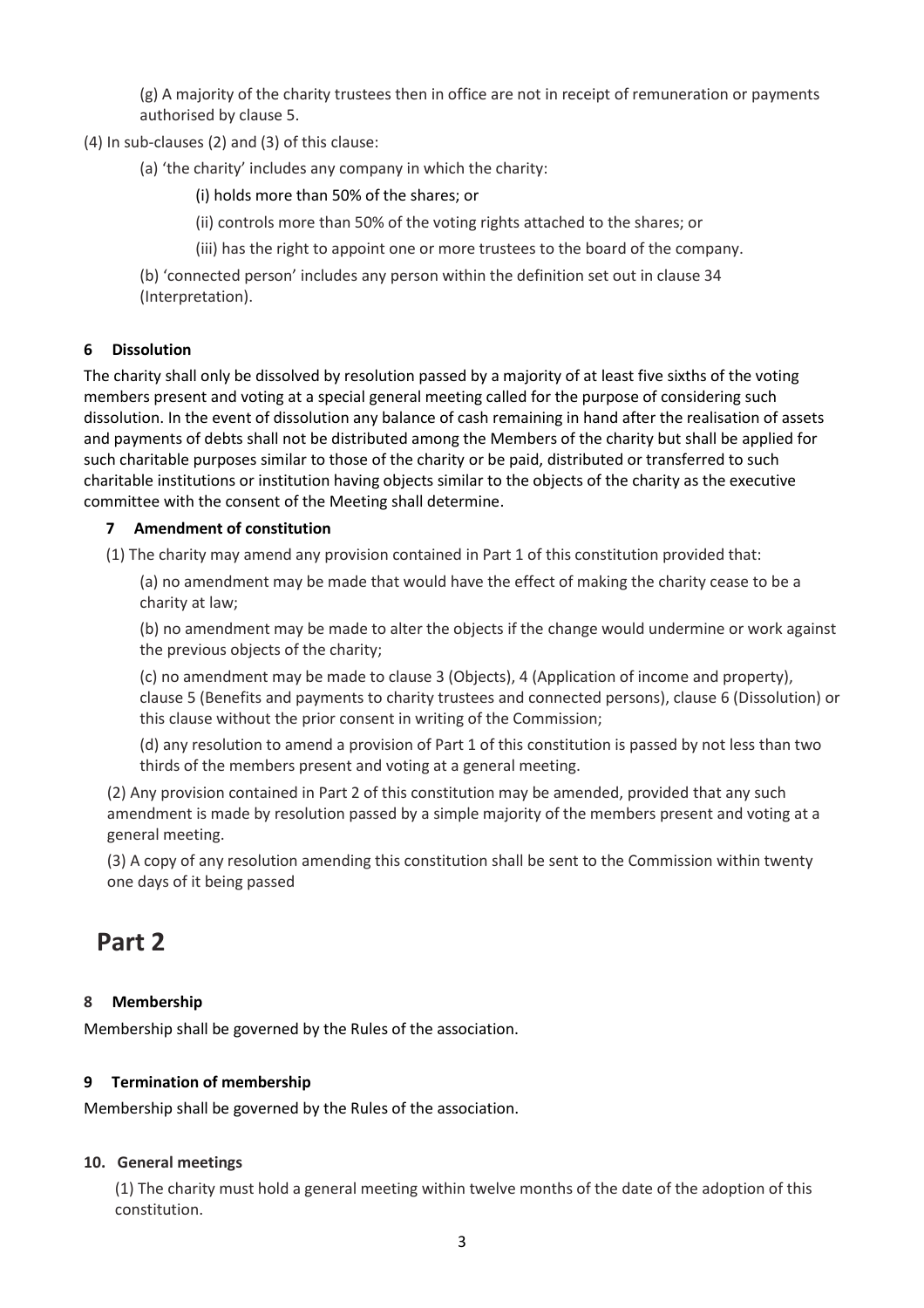(g) A majority of the charity trustees then in office are not in receipt of remuneration or payments authorised by clause 5.

(4) In sub-clauses (2) and (3) of this clause:

(a) 'the charity' includes any company in which the charity:

(i) holds more than 50% of the shares; or

(ii) controls more than 50% of the voting rights attached to the shares; or

(iii) has the right to appoint one or more trustees to the board of the company.

(b) 'connected person' includes any person within the definition set out in clause 34 (Interpretation).

### 6 Dissolution

The charity shall only be dissolved by resolution passed by a majority of at least five sixths of the voting members present and voting at a special general meeting called for the purpose of considering such dissolution. In the event of dissolution any balance of cash remaining in hand after the realisation of assets and payments of debts shall not be distributed among the Members of the charity but shall be applied for such charitable purposes similar to those of the charity or be paid, distributed or transferred to such charitable institutions or institution having objects similar to the objects of the charity as the executive committee with the consent of the Meeting shall determine.

### 7 Amendment of constitution

(1) The charity may amend any provision contained in Part 1 of this constitution provided that:

(a) no amendment may be made that would have the effect of making the charity cease to be a charity at law;

(b) no amendment may be made to alter the objects if the change would undermine or work against the previous objects of the charity;

(c) no amendment may be made to clause 3 (Objects), 4 (Application of income and property), clause 5 (Benefits and payments to charity trustees and connected persons), clause 6 (Dissolution) or this clause without the prior consent in writing of the Commission;

(d) any resolution to amend a provision of Part 1 of this constitution is passed by not less than two thirds of the members present and voting at a general meeting.

(2) Any provision contained in Part 2 of this constitution may be amended, provided that any such amendment is made by resolution passed by a simple majority of the members present and voting at a general meeting.

(3) A copy of any resolution amending this constitution shall be sent to the Commission within twenty one days of it being passed

## Part 2

### 8 Membership

Membership shall be governed by the Rules of the association.

### 9 Termination of membership

Membership shall be governed by the Rules of the association.

### 10. General meetings

(1) The charity must hold a general meeting within twelve months of the date of the adoption of this constitution.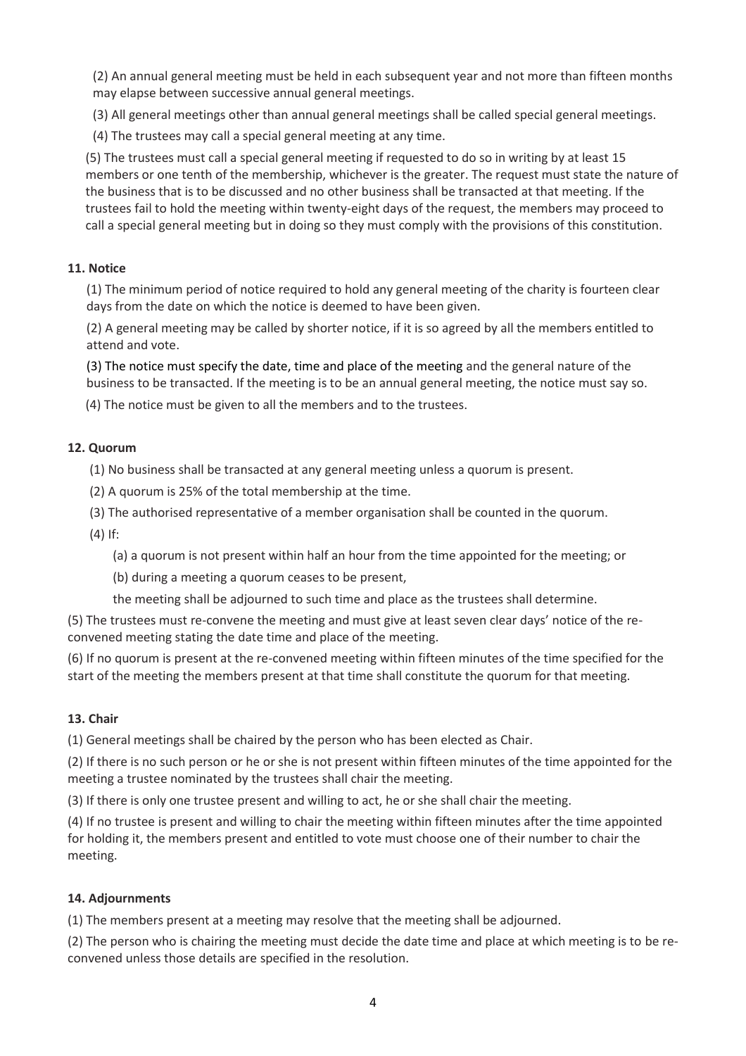(2) An annual general meeting must be held in each subsequent year and not more than fifteen months may elapse between successive annual general meetings.

(3) All general meetings other than annual general meetings shall be called special general meetings.

(4) The trustees may call a special general meeting at any time.

(5) The trustees must call a special general meeting if requested to do so in writing by at least 15 members or one tenth of the membership, whichever is the greater. The request must state the nature of the business that is to be discussed and no other business shall be transacted at that meeting. If the trustees fail to hold the meeting within twenty-eight days of the request, the members may proceed to call a special general meeting but in doing so they must comply with the provisions of this constitution.

**11. Notice**

(1) The minimum period of notice required to hold any general meeting of the charity is fourteen clear days from the date on which the notice is deemed to have been given.

(2) A general meeting may be called by shorter notice, if it is so agreed by all the members entitled to attend and vote.

(3) The notice must specify the date, time and place of the meeting and the general nature of the business to be transacted. If the meeting is to be an annual general meeting, the notice must say so.

(4) The notice must be given to all the members and to the trustees.

**12. Quorum**

(1) No business shall be transacted at any general meeting unless a quorum is present.

(2) A quorum is 25% of the total membership at the time.

(3) The authorised representative of a member organisation shall be counted in the quorum.

(4) If:

(a) a quorum is not present within half an hour from the time appointed for the meeting; or

(b) during a meeting a quorum ceases to be present,

the meeting shall be adjourned to such time and place as the trustees shall determine.

(5) The trustees must re-convene the meeting and must give at least seven clear days' notice of the re-convened meeting stating the date time and place of the meeting.

(6) If no quorum is present at the re-convened meeting within fifteen minutes of the time specified for the start of the meeting the members present at that time shall constitute the quorum for that meeting.

**13. Chair**

(1) General meetings shall be chaired by the person who has been elected as Chair.

(2) If there is no such person or he or she is not present within fifteen minutes of the time appointed for the meeting a trustee nominated by the trustees shall chair the meeting.

(3) If there is only one trustee present and willing to act, he or she shall chair the meeting.

(4) If no trustee is present and willing to chair the meeting within fifteen minutes after the time appointed for holding it, the members present and entitled to vote must choose one of their number to chair the meeting.

**14. Adjournments**

(1) The members present at a meeting may resolve that the meeting shall be adjourned.

(2) The person who is chairing the meeting must decide the date time and place at which meeting is to be re-convened unless those details are specified in the resolution.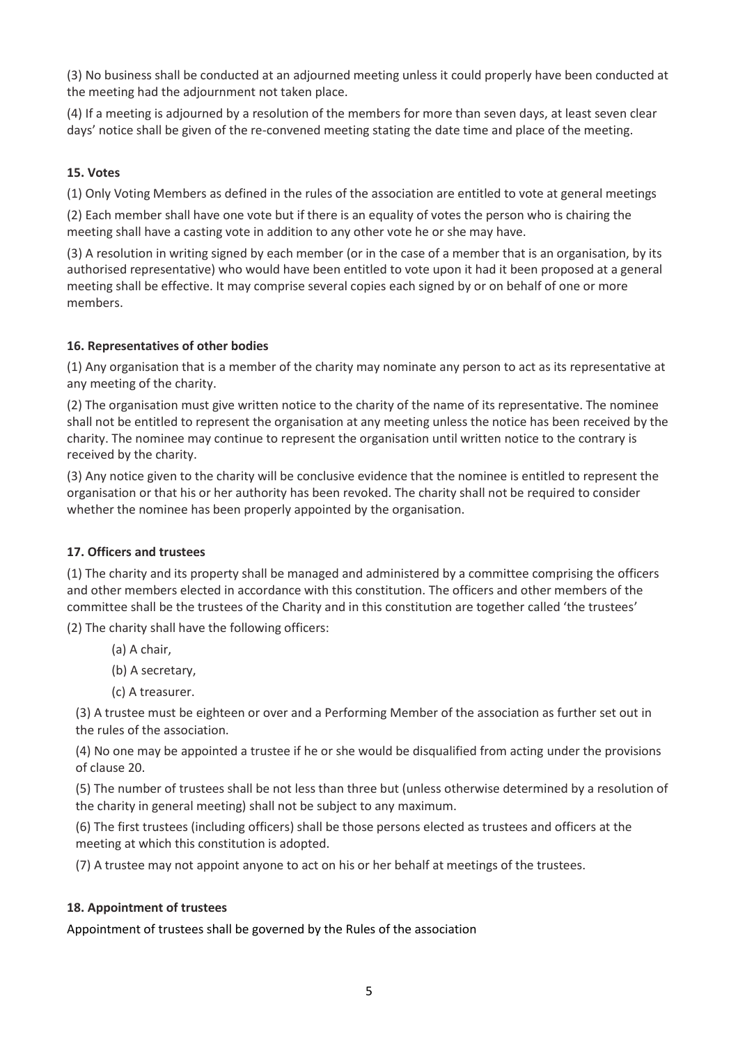(3) No business shall be conducted at an adjourned meeting unless it could properly have been conducted at the meeting had the adjournment not taken place.

(4) If a meeting is adjourned by a resolution of the members for more than seven days, at least seven clear days' notice shall be given of the re-convened meeting stating the date time and place of the meeting.

### 15. Votes

(1) Only Voting Members as defined in the rules of the association are entitled to vote at general meetings

(2) Each member shall have one vote but if there is an equality of votes the person who is chairing the meeting shall have a casting vote in addition to any other vote he or she may have.

(3) A resolution in writing signed by each member (or in the case of a member that is an organisation, by its authorised representative) who would have been entitled to vote upon it had it been proposed at a general meeting shall be effective. It may comprise several copies each signed by or on behalf of one or more members.

### 16. Representatives of other bodies

(1) Any organisation that is a member of the charity may nominate any person to act as its representative at any meeting of the charity.

(2) The organisation must give written notice to the charity of the name of its representative. The nominee shall not be entitled to represent the organisation at any meeting unless the notice has been received by the charity. The nominee may continue to represent the organisation until written notice to the contrary is received by the charity.

(3) Any notice given to the charity will be conclusive evidence that the nominee is entitled to represent the organisation or that his or her authority has been revoked. The charity shall not be required to consider whether the nominee has been properly appointed by the organisation.

### 17. Officers and trustees

(1) The charity and its property shall be managed and administered by a committee comprising the officers and other members elected in accordance with this constitution. The officers and other members of the committee shall be the trustees of the Charity and in this constitution are together called 'the trustees'

(2) The charity shall have the following officers:

(a) A chair,

(b) A secretary,

(c) A treasurer.

(3) A trustee must be eighteen or over and a Performing Member of the association as further set out in the rules of the association.

(4) No one may be appointed a trustee if he or she would be disqualified from acting under the provisions of clause 20.

(5) The number of trustees shall be not less than three but (unless otherwise determined by a resolution of the charity in general meeting) shall not be subject to any maximum.

(6) The first trustees (including officers) shall be those persons elected as trustees and officers at the meeting at which this constitution is adopted.

(7) A trustee may not appoint anyone to act on his or her behalf at meetings of the trustees.

### 18. Appointment of trustees

Appointment of trustees shall be governed by the Rules of the association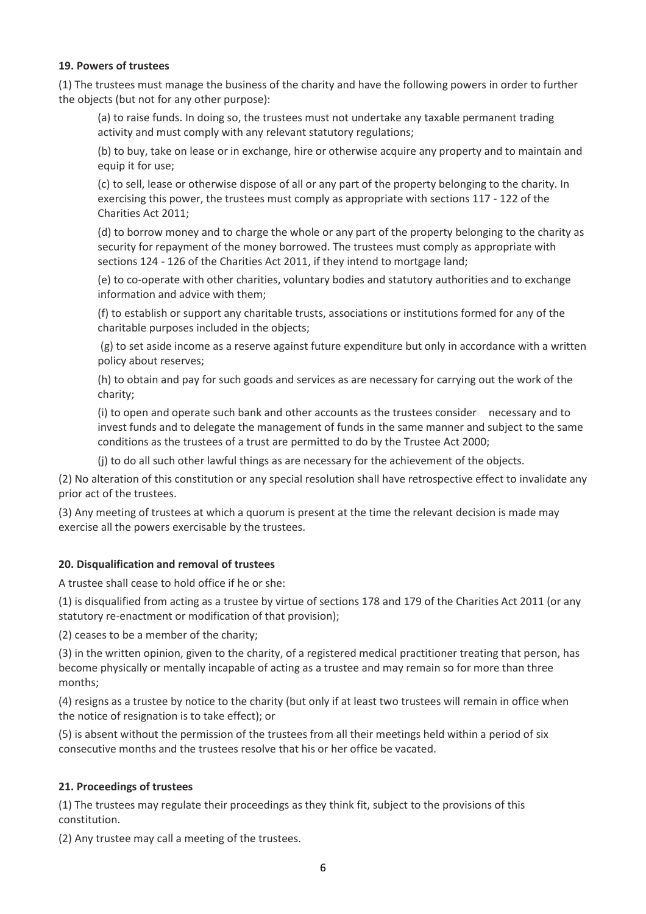### 19. Powers of trustees

(1) The trustees must manage the business of the charity and have the following powers in order to further the objects (but not for any other purpose):

(a) to raise funds. In doing so, the trustees must not undertake any taxable permanent trading activity and must comply with any relevant statutory regulations;

(b) to buy, take on lease or in exchange, hire or otherwise acquire any property and to maintain and equip it for use;

(c) to sell, lease or otherwise dispose of all or any part of the property belonging to the charity. In exercising this power, the trustees must comply as appropriate with sections 117 - 122 of the Charities Act 2011;

(d) to borrow money and to charge the whole or any part of the property belonging to the charity as security for repayment of the money borrowed. The trustees must comply as appropriate with sections 124 - 126 of the Charities Act 2011, if they intend to mortgage land;

(e) to co-operate with other charities, voluntary bodies and statutory authorities and to exchange information and advice with them;

(f) to establish or support any charitable trusts, associations or institutions formed for any of the charitable purposes included in the objects;

(g) to set aside income as a reserve against future expenditure but only in accordance with a written policy about reserves;

(h) to obtain and pay for such goods and services as are necessary for carrying out the work of the charity;

(i) to open and operate such bank and other accounts as the trustees consider necessary and to invest funds and to delegate the management of funds in the same manner and subject to the same conditions as the trustees of a trust are permitted to do by the Trustee Act 2000;

(j) to do all such other lawful things as are necessary for the achievement of the objects.

(2) No alteration of this constitution or any special resolution shall have retrospective effect to invalidate any prior act of the trustees.

(3) Any meeting of trustees at which a quorum is present at the time the relevant decision is made may exercise all the powers exercisable by the trustees.

### 20. Disqualification and removal of trustees

A trustee shall cease to hold office if he or she:

(1) is disqualified from acting as a trustee by virtue of sections 178 and 179 of the Charities Act 2011 (or any statutory re-enactment or modification of that provision);

(2) ceases to be a member of the charity;

(3) in the written opinion, given to the charity, of a registered medical practitioner treating that person, has become physically or mentally incapable of acting as a trustee and may remain so for more than three months;

(4) resigns as a trustee by notice to the charity (but only if at least two trustees will remain in office when the notice of resignation is to take effect); or

(5) is absent without the permission of the trustees from all their meetings held within a period of six consecutive months and the trustees resolve that his or her office be vacated.

### 21. Proceedings of trustees

(1) The trustees may regulate their proceedings as they think fit, subject to the provisions of this constitution.

(2) Any trustee may call a meeting of the trustees.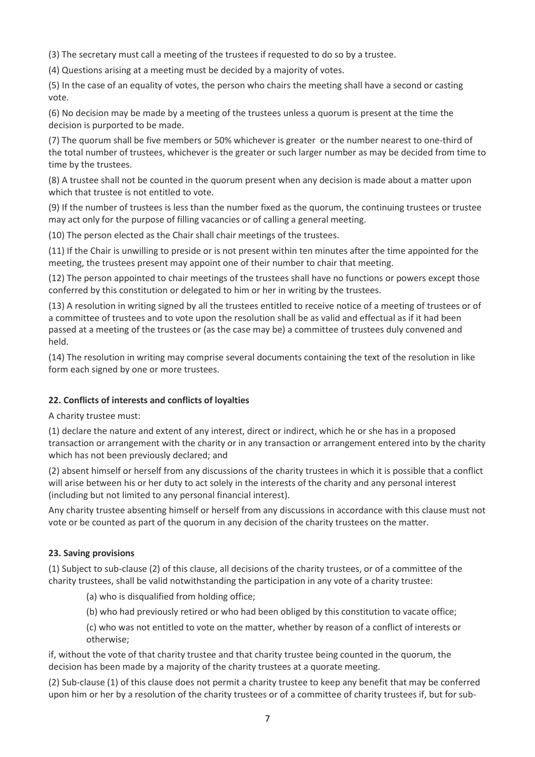(3) The secretary must call a meeting of the trustees if requested to do so by a trustee.

(4) Questions arising at a meeting must be decided by a majority of votes.

(5) In the case of an equality of votes, the person who chairs the meeting shall have a second or casting vote.

(6) No decision may be made by a meeting of the trustees unless a quorum is present at the time the decision is purported to be made.

(7) The quorum shall be five members or 50% whichever is greater or the number nearest to one-third of the total number of trustees, whichever is the greater or such larger number as may be decided from time to time by the trustees.

(8) A trustee shall not be counted in the quorum present when any decision is made about a matter upon which that trustee is not entitled to vote.

(9) If the number of trustees is less than the number fixed as the quorum, the continuing trustees or trustee may act only for the purpose of filling vacancies or of calling a general meeting.

(10) The person elected as the Chair shall chair meetings of the trustees.

(11) If the Chair is unwilling to preside or is not present within ten minutes after the time appointed for the meeting, the trustees present may appoint one of their number to chair that meeting.

(12) The person appointed to chair meetings of the trustees shall have no functions or powers except those conferred by this constitution or delegated to him or her in writing by the trustees.

(13) A resolution in writing signed by all the trustees entitled to receive notice of a meeting of trustees or of a committee of trustees and to vote upon the resolution shall be as valid and effectual as if it had been passed at a meeting of the trustees or (as the case may be) a committee of trustees duly convened and held.

(14) The resolution in writing may comprise several documents containing the text of the resolution in like form each signed by one or more trustees.

**22. Conflicts of interests and conflicts of loyalties**

A charity trustee must:

(1) declare the nature and extent of any interest, direct or indirect, which he or she has in a proposed transaction or arrangement with the charity or in any transaction or arrangement entered into by the charity which has not been previously declared; and

(2) absent himself or herself from any discussions of the charity trustees in which it is possible that a conflict will arise between his or her duty to act solely in the interests of the charity and any personal interest (including but not limited to any personal financial interest).

Any charity trustee absenting himself or herself from any discussions in accordance with this clause must not vote or be counted as part of the quorum in any decision of the charity trustees on the matter.

**23. Saving provisions**

(1) Subject to sub-clause (2) of this clause, all decisions of the charity trustees, or of a committee of the charity trustees, shall be valid notwithstanding the participation in any vote of a charity trustee:

> (a) who is disqualified from holding office;
>
> (b) who had previously retired or who had been obliged by this constitution to vacate office;
>
> (c) who was not entitled to vote on the matter, whether by reason of a conflict of interests or otherwise;

if, without the vote of that charity trustee and that charity trustee being counted in the quorum, the decision has been made by a majority of the charity trustees at a quorate meeting.

(2) Sub-clause (1) of this clause does not permit a charity trustee to keep any benefit that may be conferred upon him or her by a resolution of the charity trustees or of a committee of charity trustees if, but for sub-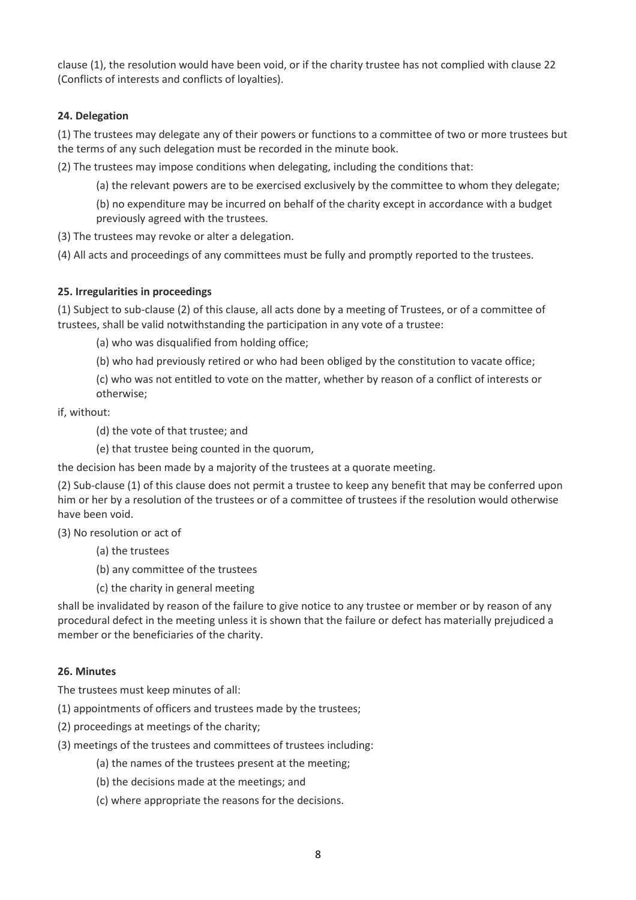clause (1), the resolution would have been void, or if the charity trustee has not complied with clause 22 (Conflicts of interests and conflicts of loyalties).

**24. Delegation**

(1) The trustees may delegate any of their powers or functions to a committee of two or more trustees but the terms of any such delegation must be recorded in the minute book.

(2) The trustees may impose conditions when delegating, including the conditions that:

> (a) the relevant powers are to be exercised exclusively by the committee to whom they delegate;
>
> (b) no expenditure may be incurred on behalf of the charity except in accordance with a budget previously agreed with the trustees.

(3) The trustees may revoke or alter a delegation.

(4) All acts and proceedings of any committees must be fully and promptly reported to the trustees.

**25. Irregularities in proceedings**

(1) Subject to sub-clause (2) of this clause, all acts done by a meeting of Trustees, or of a committee of trustees, shall be valid notwithstanding the participation in any vote of a trustee:

> (a) who was disqualified from holding office;
>
> (b) who had previously retired or who had been obliged by the constitution to vacate office;
>
> (c) who was not entitled to vote on the matter, whether by reason of a conflict of interests or otherwise;

if, without:

> (d) the vote of that trustee; and
>
> (e) that trustee being counted in the quorum,

the decision has been made by a majority of the trustees at a quorate meeting.

(2) Sub-clause (1) of this clause does not permit a trustee to keep any benefit that may be conferred upon him or her by a resolution of the trustees or of a committee of trustees if the resolution would otherwise have been void.

(3) No resolution or act of

> (a) the trustees
>
> (b) any committee of the trustees
>
> (c) the charity in general meeting

shall be invalidated by reason of the failure to give notice to any trustee or member or by reason of any procedural defect in the meeting unless it is shown that the failure or defect has materially prejudiced a member or the beneficiaries of the charity.

**26. Minutes**

The trustees must keep minutes of all:

(1) appointments of officers and trustees made by the trustees;

(2) proceedings at meetings of the charity;

(3) meetings of the trustees and committees of trustees including:

> (a) the names of the trustees present at the meeting;
>
> (b) the decisions made at the meetings; and
>
> (c) where appropriate the reasons for the decisions.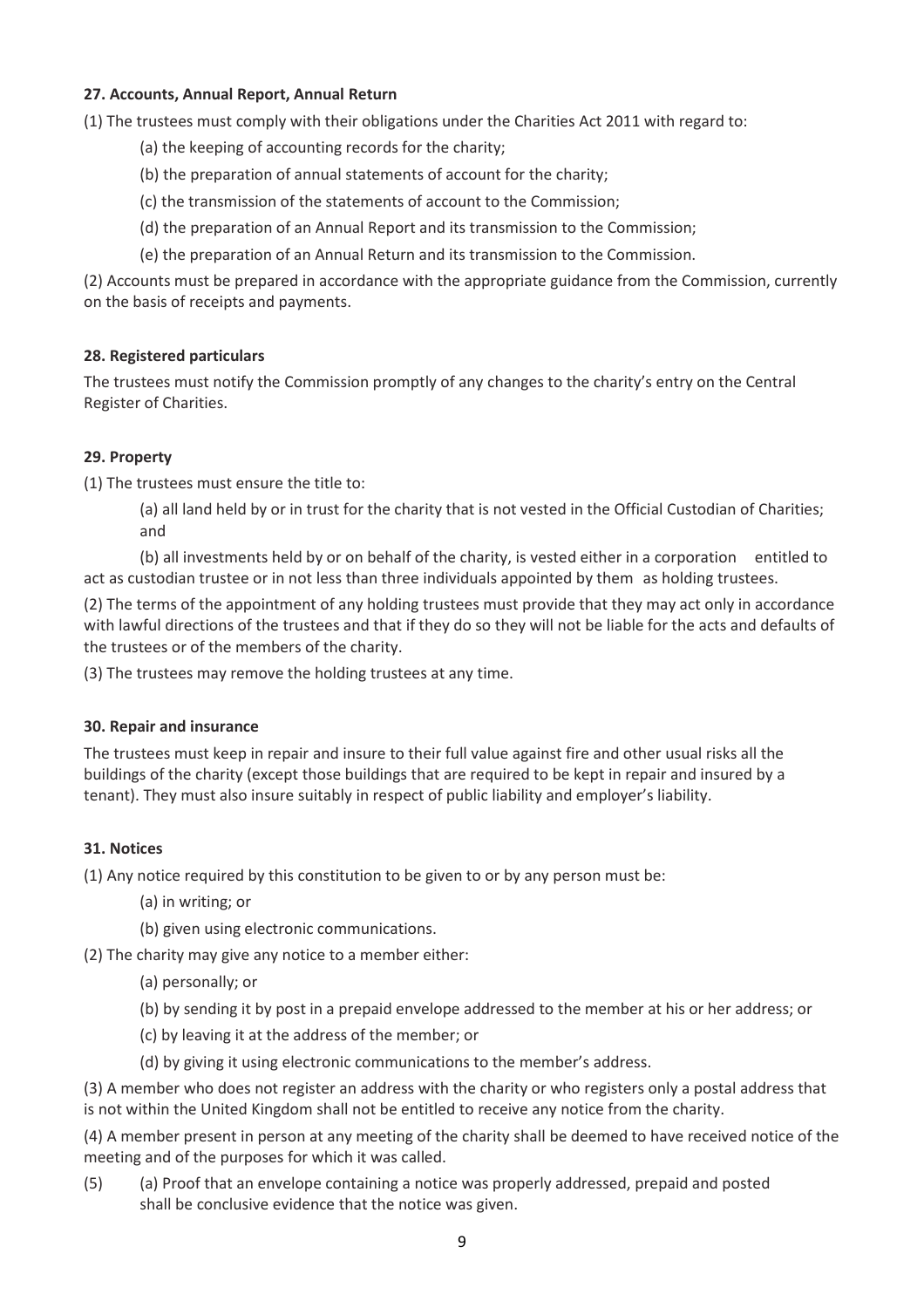**27. Accounts, Annual Report, Annual Return**

(1) The trustees must comply with their obligations under the Charities Act 2011 with regard to:

(a) the keeping of accounting records for the charity;

(b) the preparation of annual statements of account for the charity;

(c) the transmission of the statements of account to the Commission;

(d) the preparation of an Annual Report and its transmission to the Commission;

(e) the preparation of an Annual Return and its transmission to the Commission.

(2) Accounts must be prepared in accordance with the appropriate guidance from the Commission, currently on the basis of receipts and payments.

**28. Registered particulars**

The trustees must notify the Commission promptly of any changes to the charity's entry on the Central Register of Charities.

**29. Property**

(1) The trustees must ensure the title to:

(a) all land held by or in trust for the charity that is not vested in the Official Custodian of Charities; and

(b) all investments held by or on behalf of the charity, is vested either in a corporation entitled to act as custodian trustee or in not less than three individuals appointed by them as holding trustees.

(2) The terms of the appointment of any holding trustees must provide that they may act only in accordance with lawful directions of the trustees and that if they do so they will not be liable for the acts and defaults of the trustees or of the members of the charity.

(3) The trustees may remove the holding trustees at any time.

**30. Repair and insurance**

The trustees must keep in repair and insure to their full value against fire and other usual risks all the buildings of the charity (except those buildings that are required to be kept in repair and insured by a tenant). They must also insure suitably in respect of public liability and employer's liability.

**31. Notices**

(1) Any notice required by this constitution to be given to or by any person must be:

(a) in writing; or

(b) given using electronic communications.

(2) The charity may give any notice to a member either:

(a) personally; or

(b) by sending it by post in a prepaid envelope addressed to the member at his or her address; or

(c) by leaving it at the address of the member; or

(d) by giving it using electronic communications to the member's address.

(3) A member who does not register an address with the charity or who registers only a postal address that is not within the United Kingdom shall not be entitled to receive any notice from the charity.

(4) A member present in person at any meeting of the charity shall be deemed to have received notice of the meeting and of the purposes for which it was called.

(5) (a) Proof that an envelope containing a notice was properly addressed, prepaid and posted shall be conclusive evidence that the notice was given.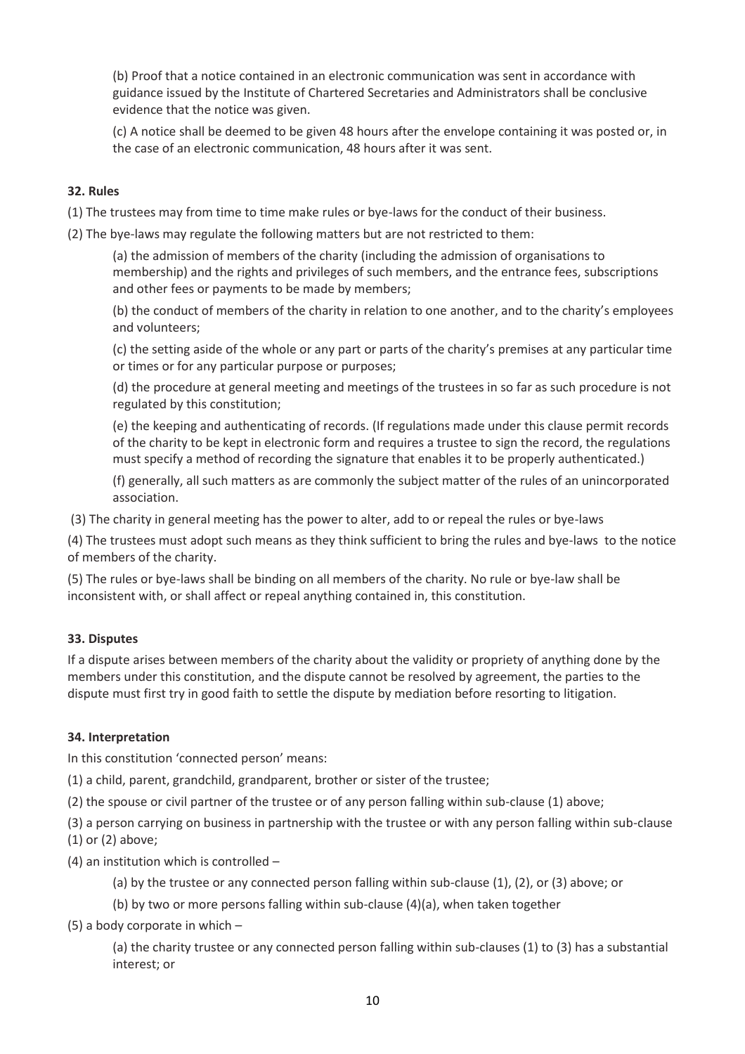(b) Proof that a notice contained in an electronic communication was sent in accordance with guidance issued by the Institute of Chartered Secretaries and Administrators shall be conclusive evidence that the notice was given.

(c) A notice shall be deemed to be given 48 hours after the envelope containing it was posted or, in the case of an electronic communication, 48 hours after it was sent.

**32. Rules**

(1) The trustees may from time to time make rules or bye-laws for the conduct of their business.

(2) The bye-laws may regulate the following matters but are not restricted to them:

(a) the admission of members of the charity (including the admission of organisations to membership) and the rights and privileges of such members, and the entrance fees, subscriptions and other fees or payments to be made by members;

(b) the conduct of members of the charity in relation to one another, and to the charity's employees and volunteers;

(c) the setting aside of the whole or any part or parts of the charity's premises at any particular time or times or for any particular purpose or purposes;

(d) the procedure at general meeting and meetings of the trustees in so far as such procedure is not regulated by this constitution;

(e) the keeping and authenticating of records. (If regulations made under this clause permit records of the charity to be kept in electronic form and requires a trustee to sign the record, the regulations must specify a method of recording the signature that enables it to be properly authenticated.)

(f) generally, all such matters as are commonly the subject matter of the rules of an unincorporated association.

(3) The charity in general meeting has the power to alter, add to or repeal the rules or bye-laws

(4) The trustees must adopt such means as they think sufficient to bring the rules and bye-laws to the notice of members of the charity.

(5) The rules or bye-laws shall be binding on all members of the charity. No rule or bye-law shall be inconsistent with, or shall affect or repeal anything contained in, this constitution.

**33. Disputes**

If a dispute arises between members of the charity about the validity or propriety of anything done by the members under this constitution, and the dispute cannot be resolved by agreement, the parties to the dispute must first try in good faith to settle the dispute by mediation before resorting to litigation.

**34. Interpretation**

In this constitution 'connected person' means:

(1) a child, parent, grandchild, grandparent, brother or sister of the trustee;

(2) the spouse or civil partner of the trustee or of any person falling within sub-clause (1) above;

(3) a person carrying on business in partnership with the trustee or with any person falling within sub-clause (1) or (2) above;

(4) an institution which is controlled –

(a) by the trustee or any connected person falling within sub-clause (1), (2), or (3) above; or

(b) by two or more persons falling within sub-clause (4)(a), when taken together

(5) a body corporate in which –

(a) the charity trustee or any connected person falling within sub-clauses (1) to (3) has a substantial interest; or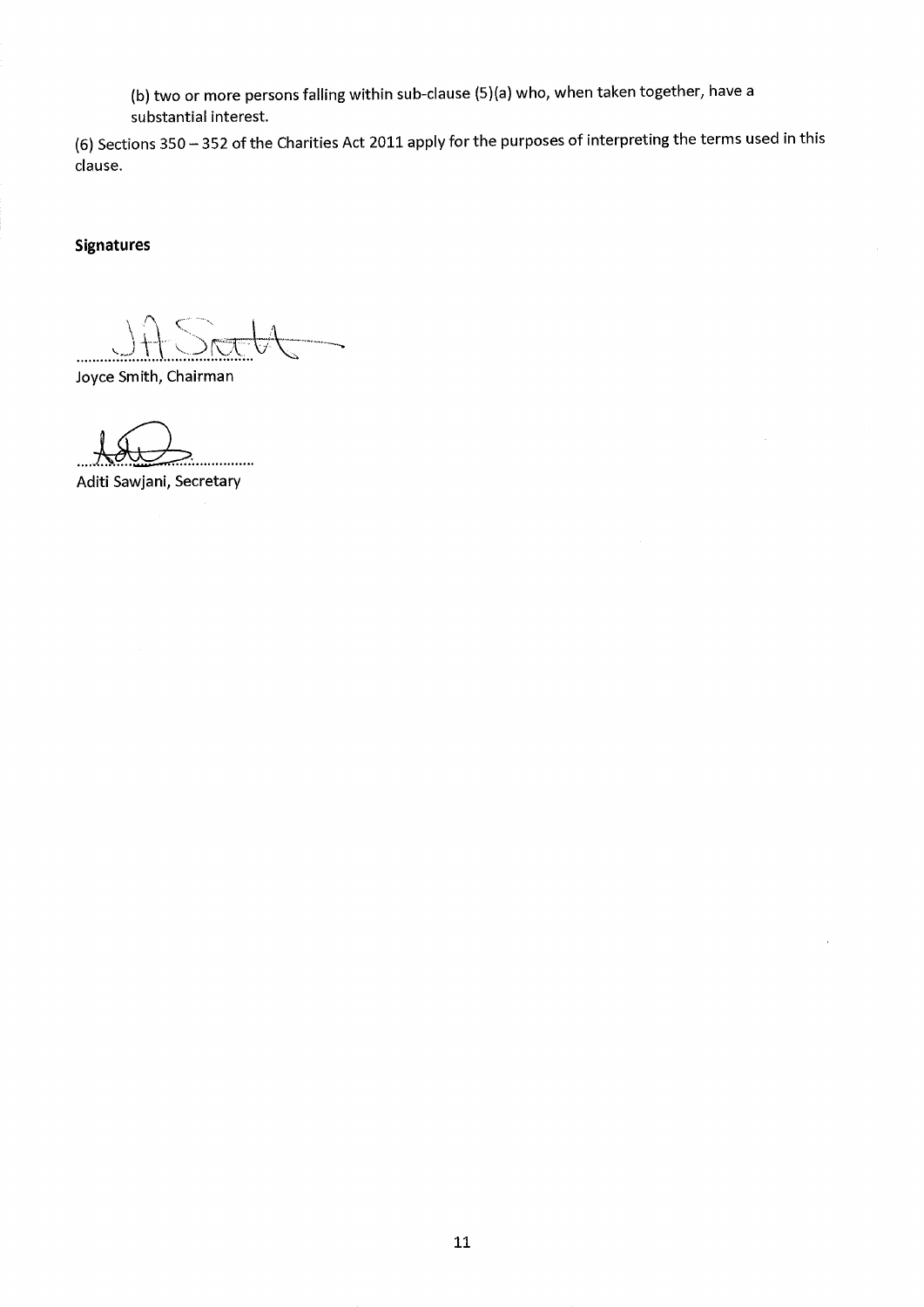(b) two or more persons falling within sub-clause (5)(a) who, when taken together, have a substantial interest.

(6) Sections 350 – 352 of the Charities Act 2011 apply for the purposes of interpreting the terms used in this clause.

**Signatures**

..........................................

Joyce Smith, Chairman

..........................................

Aditi Sawjani, Secretary